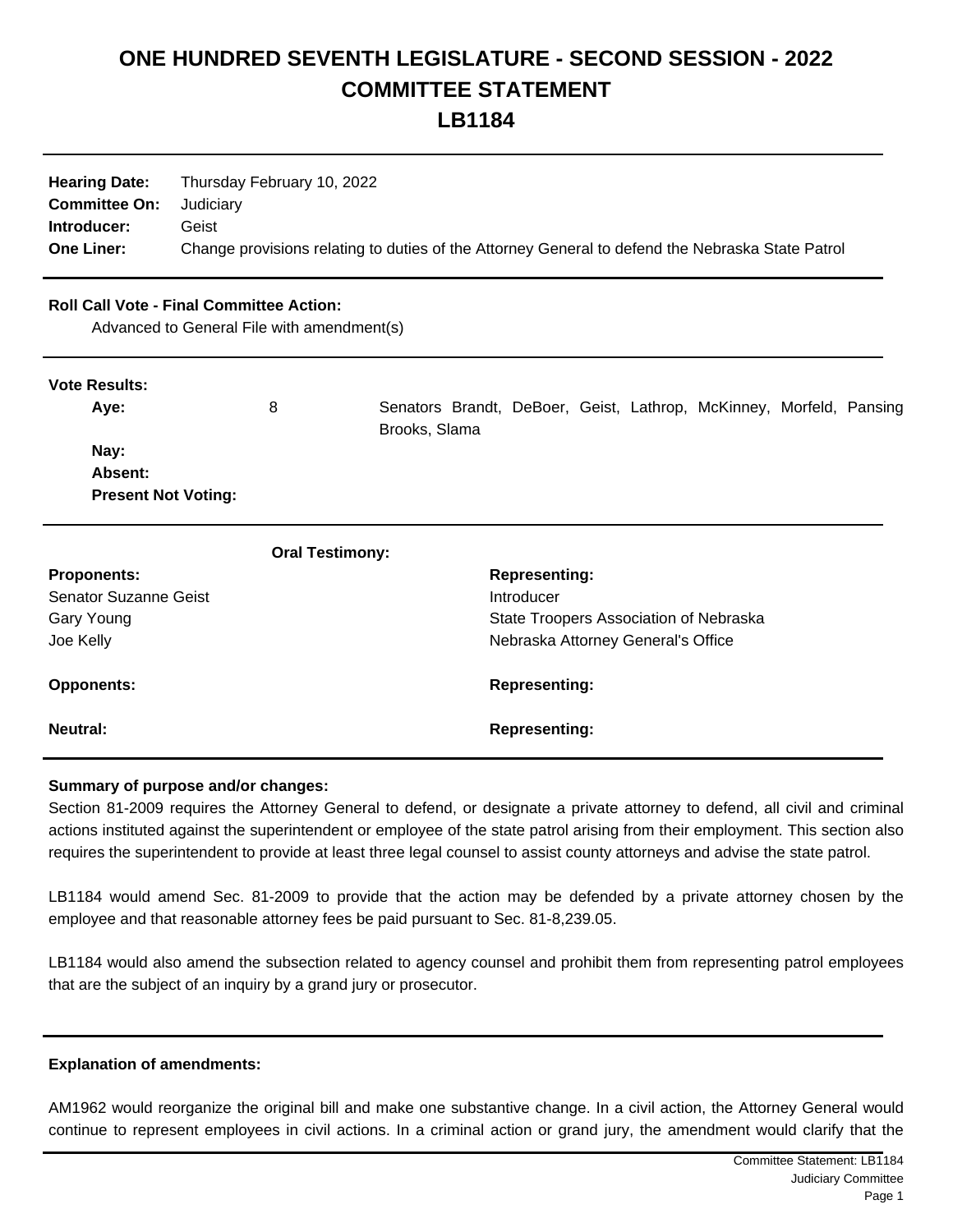# ONE HUNDRED SEVENTH LEGISLATURE - SECOND SESSION - 2022
# COMMITTEE STATEMENT
# LB1184

**Hearing Date:** Thursday February 10, 2022
**Committee On:** Judiciary
**Introducer:** Geist
**One Liner:** Change provisions relating to duties of the Attorney General to defend the Nebraska State Patrol

**Roll Call Vote - Final Committee Action:**
Advanced to General File with amendment(s)

**Vote Results:**

| | | |
|---|---|---|
| **Aye:** | 8 | Senators Brandt, DeBoer, Geist, Lathrop, McKinney, Morfeld, Pansing Brooks, Slama |
| **Nay:** | | |
| **Absent:** | | |
| **Present Not Voting:** | | |

**Oral Testimony:**

| **Proponents:** | **Representing:** |
|---|---|
| Senator Suzanne Geist | Introducer |
| Gary Young | State Troopers Association of Nebraska |
| Joe Kelly | Nebraska Attorney General's Office |
| **Opponents:** | **Representing:** |
| **Neutral:** | **Representing:** |

**Summary of purpose and/or changes:**

Section 81-2009 requires the Attorney General to defend, or designate a private attorney to defend, all civil and criminal actions instituted against the superintendent or employee of the state patrol arising from their employment. This section also requires the superintendent to provide at least three legal counsel to assist county attorneys and advise the state patrol.

LB1184 would amend Sec. 81-2009 to provide that the action may be defended by a private attorney chosen by the employee and that reasonable attorney fees be paid pursuant to Sec. 81-8,239.05.

LB1184 would also amend the subsection related to agency counsel and prohibit them from representing patrol employees that are the subject of an inquiry by a grand jury or prosecutor.

**Explanation of amendments:**

AM1962 would reorganize the original bill and make one substantive change. In a civil action, the Attorney General would continue to represent employees in civil actions. In a criminal action or grand jury, the amendment would clarify that the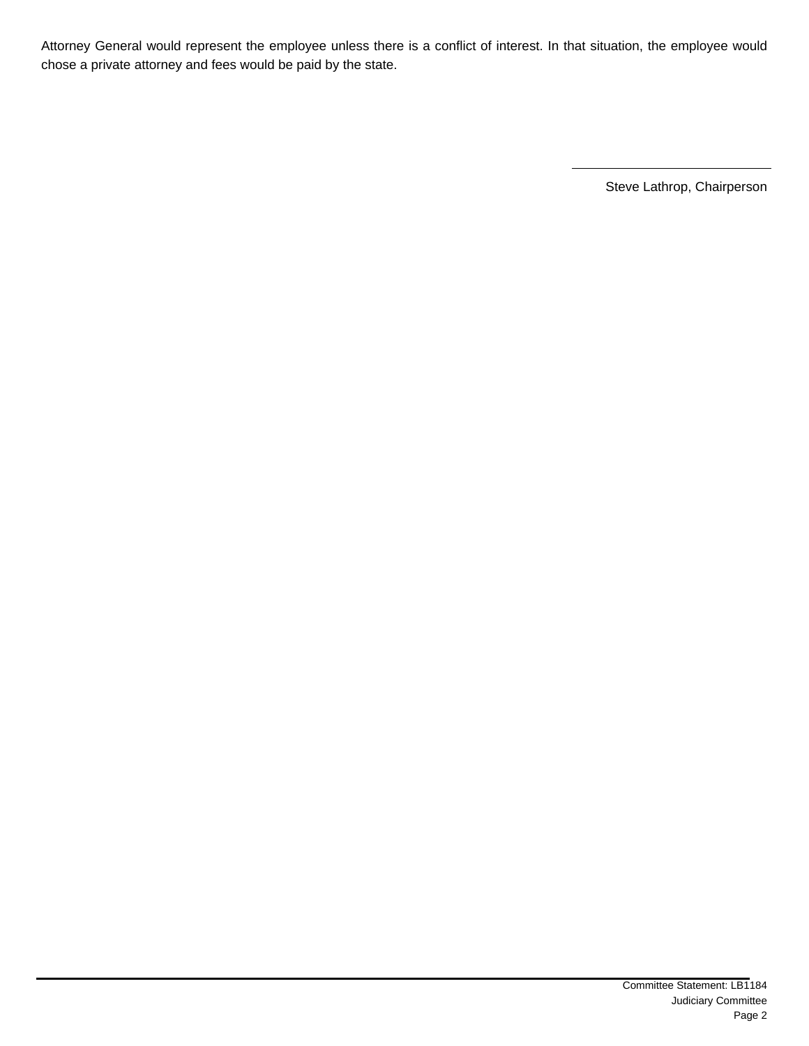Attorney General would represent the employee unless there is a conflict of interest. In that situation, the employee would chose a private attorney and fees would be paid by the state.

Steve Lathrop, Chairperson